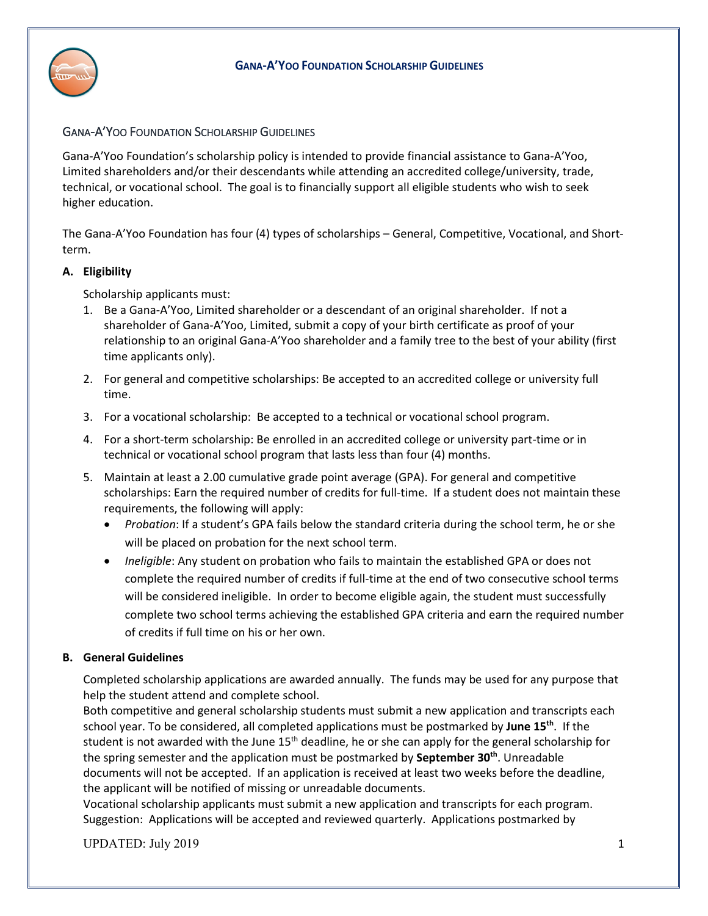# GANA-A'YOO FOUNDATION SCHOLARSHIP GUIDELINES

## GANA-A'YOO FOUNDATION SCHOLARSHIP GUIDELINES

Gana-A'Yoo Foundation's scholarship policy is intended to provide financial assistance to Gana-A'Yoo, Limited shareholders and/or their descendants while attending an accredited college/university, trade, technical, or vocational school. The goal is to financially support all eligible students who wish to seek higher education.

The Gana-A'Yoo Foundation has four (4) types of scholarships – General, Competitive, Vocational, and Short-term.

### A. Eligibility

Scholarship applicants must:

1. Be a Gana-A'Yoo, Limited shareholder or a descendant of an original shareholder. If not a shareholder of Gana-A'Yoo, Limited, submit a copy of your birth certificate as proof of your relationship to an original Gana-A'Yoo shareholder and a family tree to the best of your ability (first time applicants only).
2. For general and competitive scholarships: Be accepted to an accredited college or university full time.
3. For a vocational scholarship: Be accepted to a technical or vocational school program.
4. For a short-term scholarship: Be enrolled in an accredited college or university part-time or in technical or vocational school program that lasts less than four (4) months.
5. Maintain at least a 2.00 cumulative grade point average (GPA). For general and competitive scholarships: Earn the required number of credits for full-time. If a student does not maintain these requirements, the following will apply:
   - *Probation*: If a student's GPA fails below the standard criteria during the school term, he or she will be placed on probation for the next school term.
   - *Ineligible*: Any student on probation who fails to maintain the established GPA or does not complete the required number of credits if full-time at the end of two consecutive school terms will be considered ineligible. In order to become eligible again, the student must successfully complete two school terms achieving the established GPA criteria and earn the required number of credits if full time on his or her own.

### B. General Guidelines

Completed scholarship applications are awarded annually. The funds may be used for any purpose that help the student attend and complete school.

Both competitive and general scholarship students must submit a new application and transcripts each school year. To be considered, all completed applications must be postmarked by **June 15th**. If the student is not awarded with the June 15th deadline, he or she can apply for the general scholarship for the spring semester and the application must be postmarked by **September 30th**. Unreadable documents will not be accepted. If an application is received at least two weeks before the deadline, the applicant will be notified of missing or unreadable documents.

Vocational scholarship applicants must submit a new application and transcripts for each program. Suggestion: Applications will be accepted and reviewed quarterly. Applications postmarked by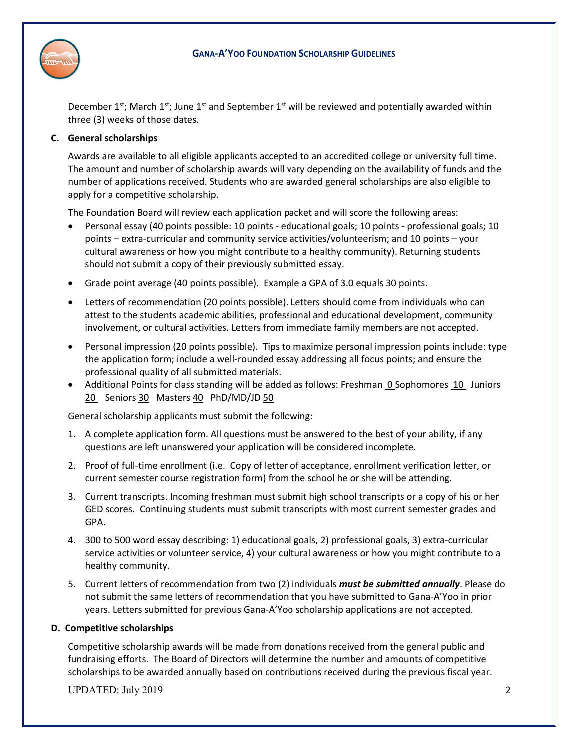December 1st; March 1st; June 1st and September 1st will be reviewed and potentially awarded within three (3) weeks of those dates.

### C. General scholarships

Awards are available to all eligible applicants accepted to an accredited college or university full time. The amount and number of scholarship awards will vary depending on the availability of funds and the number of applications received. Students who are awarded general scholarships are also eligible to apply for a competitive scholarship.

The Foundation Board will review each application packet and will score the following areas:

- Personal essay (40 points possible: 10 points - educational goals; 10 points - professional goals; 10 points – extra-curricular and community service activities/volunteerism; and 10 points – your cultural awareness or how you might contribute to a healthy community). Returning students should not submit a copy of their previously submitted essay.
- Grade point average (40 points possible). Example a GPA of 3.0 equals 30 points.
- Letters of recommendation (20 points possible). Letters should come from individuals who can attest to the students academic abilities, professional and educational development, community involvement, or cultural activities. Letters from immediate family members are not accepted.
- Personal impression (20 points possible). Tips to maximize personal impression points include: type the application form; include a well-rounded essay addressing all focus points; and ensure the professional quality of all submitted materials.
- Additional Points for class standing will be added as follows: Freshman 0 Sophomores 10 Juniors 20 Seniors 30 Masters 40 PhD/MD/JD 50

General scholarship applicants must submit the following:

1. A complete application form. All questions must be answered to the best of your ability, if any questions are left unanswered your application will be considered incomplete.
2. Proof of full-time enrollment (i.e. Copy of letter of acceptance, enrollment verification letter, or current semester course registration form) from the school he or she will be attending.
3. Current transcripts. Incoming freshman must submit high school transcripts or a copy of his or her GED scores. Continuing students must submit transcripts with most current semester grades and GPA.
4. 300 to 500 word essay describing: 1) educational goals, 2) professional goals, 3) extra-curricular service activities or volunteer service, 4) your cultural awareness or how you might contribute to a healthy community.
5. Current letters of recommendation from two (2) individuals ***must be submitted annually***. Please do not submit the same letters of recommendation that you have submitted to Gana-A'Yoo in prior years. Letters submitted for previous Gana-A'Yoo scholarship applications are not accepted.

### D. Competitive scholarships

Competitive scholarship awards will be made from donations received from the general public and fundraising efforts. The Board of Directors will determine the number and amounts of competitive scholarships to be awarded annually based on contributions received during the previous fiscal year.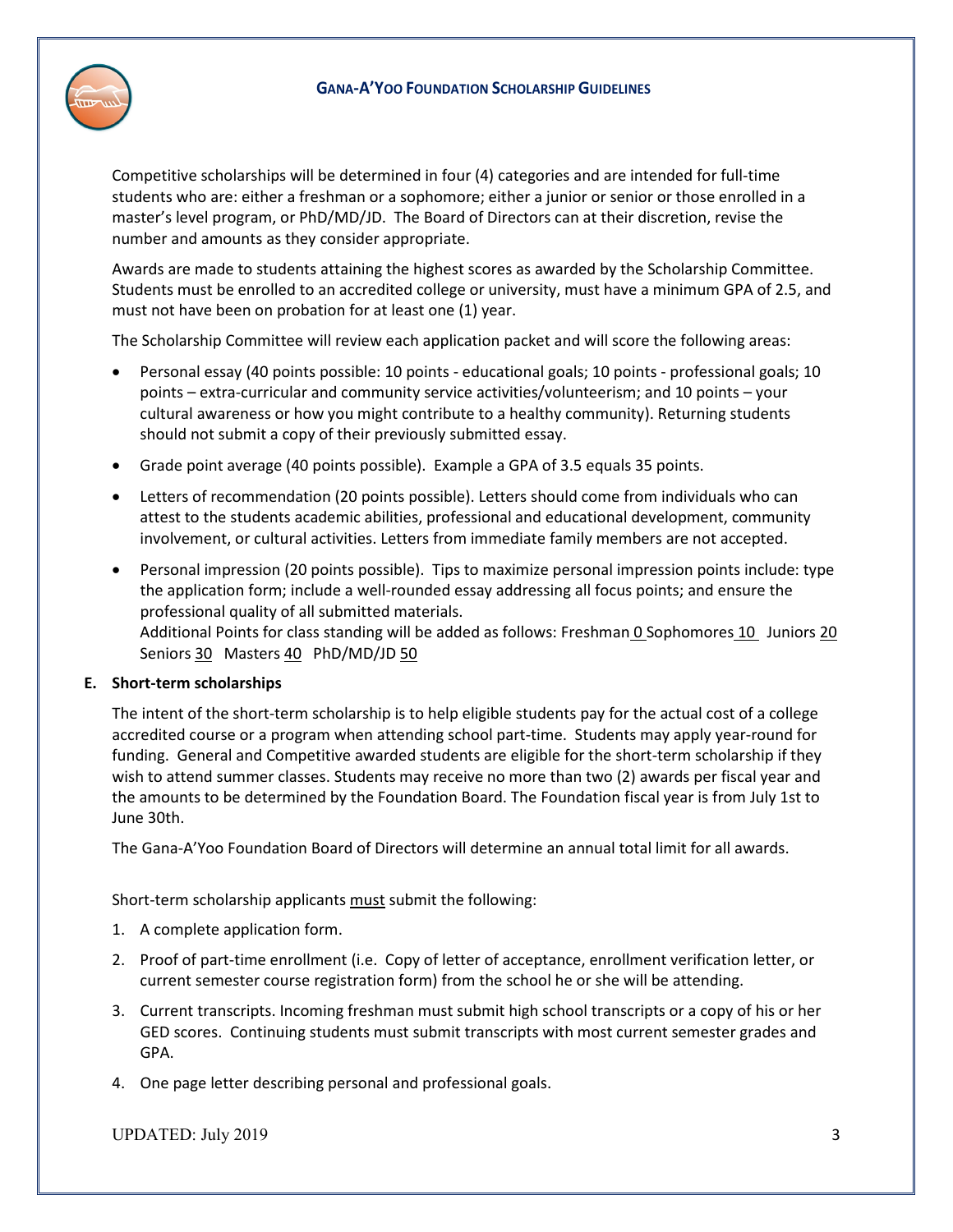Competitive scholarships will be determined in four (4) categories and are intended for full-time students who are: either a freshman or a sophomore; either a junior or senior or those enrolled in a master's level program, or PhD/MD/JD. The Board of Directors can at their discretion, revise the number and amounts as they consider appropriate.

Awards are made to students attaining the highest scores as awarded by the Scholarship Committee. Students must be enrolled to an accredited college or university, must have a minimum GPA of 2.5, and must not have been on probation for at least one (1) year.

The Scholarship Committee will review each application packet and will score the following areas:

- Personal essay (40 points possible: 10 points - educational goals; 10 points - professional goals; 10 points – extra-curricular and community service activities/volunteerism; and 10 points – your cultural awareness or how you might contribute to a healthy community). Returning students should not submit a copy of their previously submitted essay.
- Grade point average (40 points possible). Example a GPA of 3.5 equals 35 points.
- Letters of recommendation (20 points possible). Letters should come from individuals who can attest to the students academic abilities, professional and educational development, community involvement, or cultural activities. Letters from immediate family members are not accepted.
- Personal impression (20 points possible). Tips to maximize personal impression points include: type the application form; include a well-rounded essay addressing all focus points; and ensure the professional quality of all submitted materials.
  Additional Points for class standing will be added as follows: Freshman 0 Sophomores 10 Juniors 20 Seniors 30 Masters 40 PhD/MD/JD 50

**E. Short-term scholarships**

The intent of the short-term scholarship is to help eligible students pay for the actual cost of a college accredited course or a program when attending school part-time. Students may apply year-round for funding. General and Competitive awarded students are eligible for the short-term scholarship if they wish to attend summer classes. Students may receive no more than two (2) awards per fiscal year and the amounts to be determined by the Foundation Board. The Foundation fiscal year is from July 1st to June 30th.

The Gana-A'Yoo Foundation Board of Directors will determine an annual total limit for all awards.

Short-term scholarship applicants must submit the following:

1. A complete application form.
2. Proof of part-time enrollment (i.e. Copy of letter of acceptance, enrollment verification letter, or current semester course registration form) from the school he or she will be attending.
3. Current transcripts. Incoming freshman must submit high school transcripts or a copy of his or her GED scores. Continuing students must submit transcripts with most current semester grades and GPA.
4. One page letter describing personal and professional goals.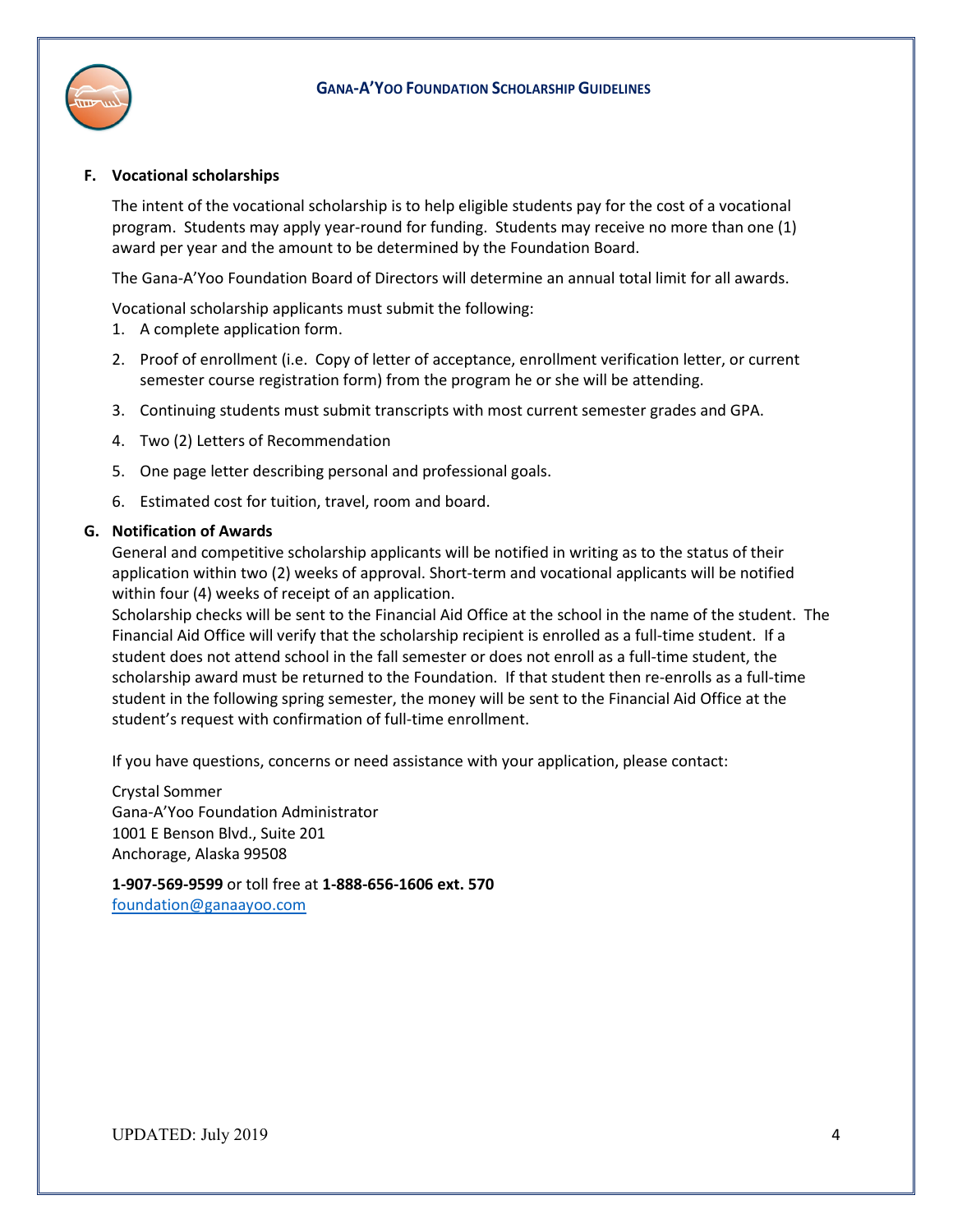### F. Vocational scholarships

The intent of the vocational scholarship is to help eligible students pay for the cost of a vocational program. Students may apply year-round for funding. Students may receive no more than one (1) award per year and the amount to be determined by the Foundation Board.

The Gana-A'Yoo Foundation Board of Directors will determine an annual total limit for all awards.

Vocational scholarship applicants must submit the following:

1. A complete application form.
2. Proof of enrollment (i.e. Copy of letter of acceptance, enrollment verification letter, or current semester course registration form) from the program he or she will be attending.
3. Continuing students must submit transcripts with most current semester grades and GPA.
4. Two (2) Letters of Recommendation
5. One page letter describing personal and professional goals.
6. Estimated cost for tuition, travel, room and board.

### G. Notification of Awards

General and competitive scholarship applicants will be notified in writing as to the status of their application within two (2) weeks of approval. Short-term and vocational applicants will be notified within four (4) weeks of receipt of an application.

Scholarship checks will be sent to the Financial Aid Office at the school in the name of the student. The Financial Aid Office will verify that the scholarship recipient is enrolled as a full-time student. If a student does not attend school in the fall semester or does not enroll as a full-time student, the scholarship award must be returned to the Foundation. If that student then re-enrolls as a full-time student in the following spring semester, the money will be sent to the Financial Aid Office at the student's request with confirmation of full-time enrollment.

If you have questions, concerns or need assistance with your application, please contact:

Crystal Sommer
Gana-A'Yoo Foundation Administrator
1001 E Benson Blvd., Suite 201
Anchorage, Alaska 99508

**1-907-569-9599** or toll free at **1-888-656-1606 ext. 570**
foundation@ganaayoo.com

UPDATED: July 2019